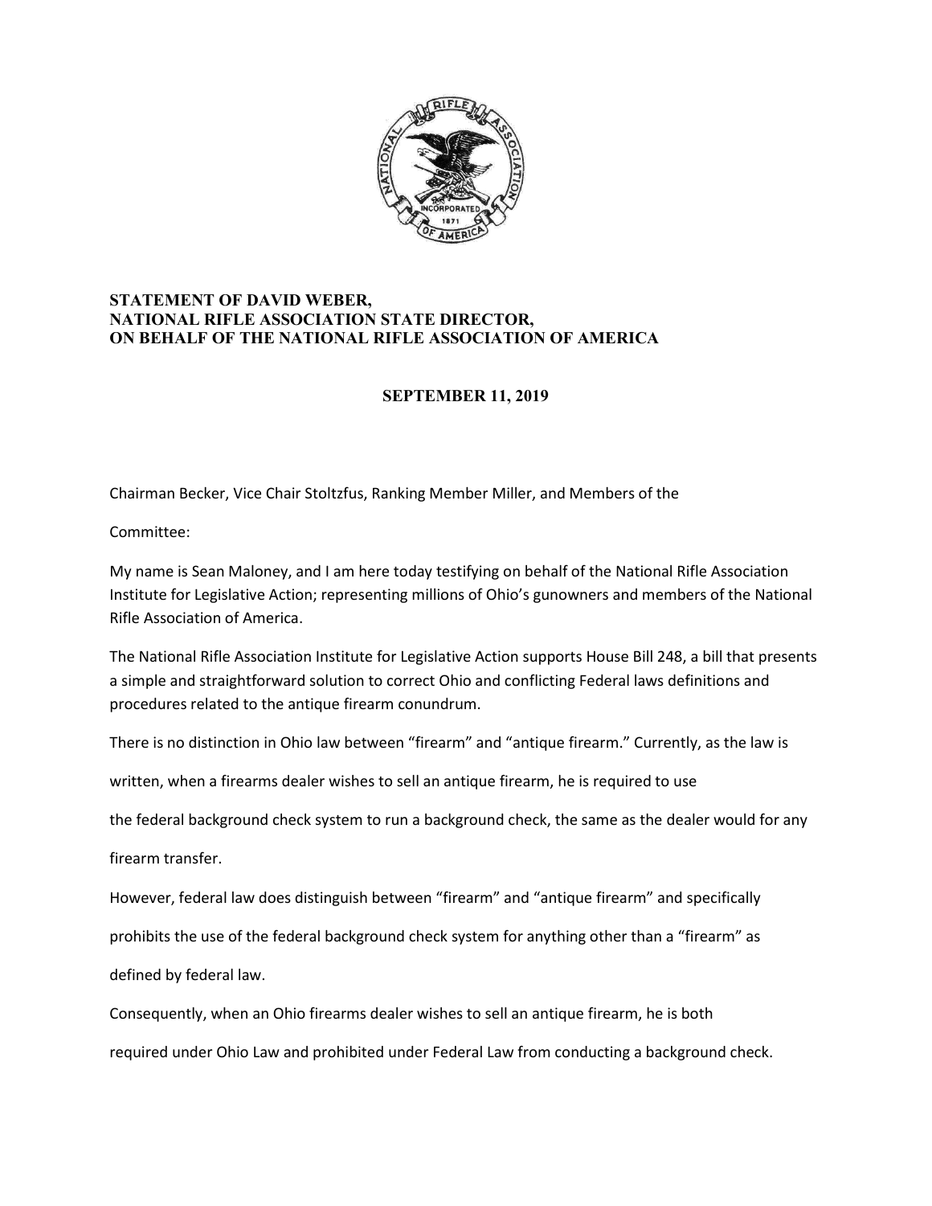**STATEMENT OF DAVID WEBER,**
**NATIONAL RIFLE ASSOCIATION STATE DIRECTOR,**
**ON BEHALF OF THE NATIONAL RIFLE ASSOCIATION OF AMERICA**

**SEPTEMBER 11, 2019**

Chairman Becker, Vice Chair Stoltzfus, Ranking Member Miller, and Members of the Committee:

My name is Sean Maloney, and I am here today testifying on behalf of the National Rifle Association Institute for Legislative Action; representing millions of Ohio's gunowners and members of the National Rifle Association of America.

The National Rifle Association Institute for Legislative Action supports House Bill 248, a bill that presents a simple and straightforward solution to correct Ohio and conflicting Federal laws definitions and procedures related to the antique firearm conundrum.

There is no distinction in Ohio law between "firearm" and "antique firearm." Currently, as the law is written, when a firearms dealer wishes to sell an antique firearm, he is required to use the federal background check system to run a background check, the same as the dealer would for any firearm transfer.

However, federal law does distinguish between "firearm" and "antique firearm" and specifically prohibits the use of the federal background check system for anything other than a "firearm" as defined by federal law.

Consequently, when an Ohio firearms dealer wishes to sell an antique firearm, he is both required under Ohio Law and prohibited under Federal Law from conducting a background check.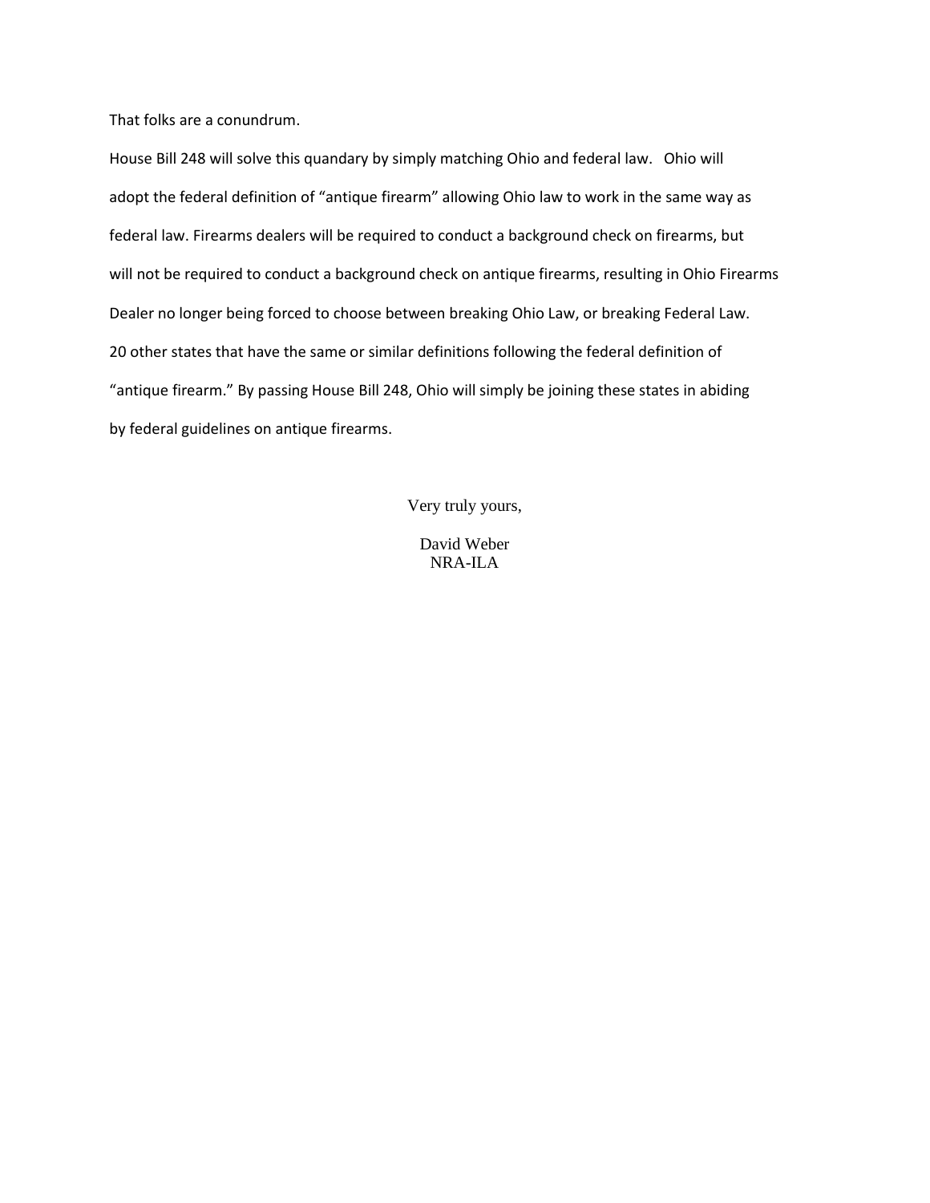That folks are a conundrum.

House Bill 248 will solve this quandary by simply matching Ohio and federal law. Ohio will adopt the federal definition of "antique firearm" allowing Ohio law to work in the same way as federal law. Firearms dealers will be required to conduct a background check on firearms, but will not be required to conduct a background check on antique firearms, resulting in Ohio Firearms Dealer no longer being forced to choose between breaking Ohio Law, or breaking Federal Law.

20 other states that have the same or similar definitions following the federal definition of "antique firearm." By passing House Bill 248, Ohio will simply be joining these states in abiding by federal guidelines on antique firearms.

Very truly yours,

David Weber
NRA-ILA